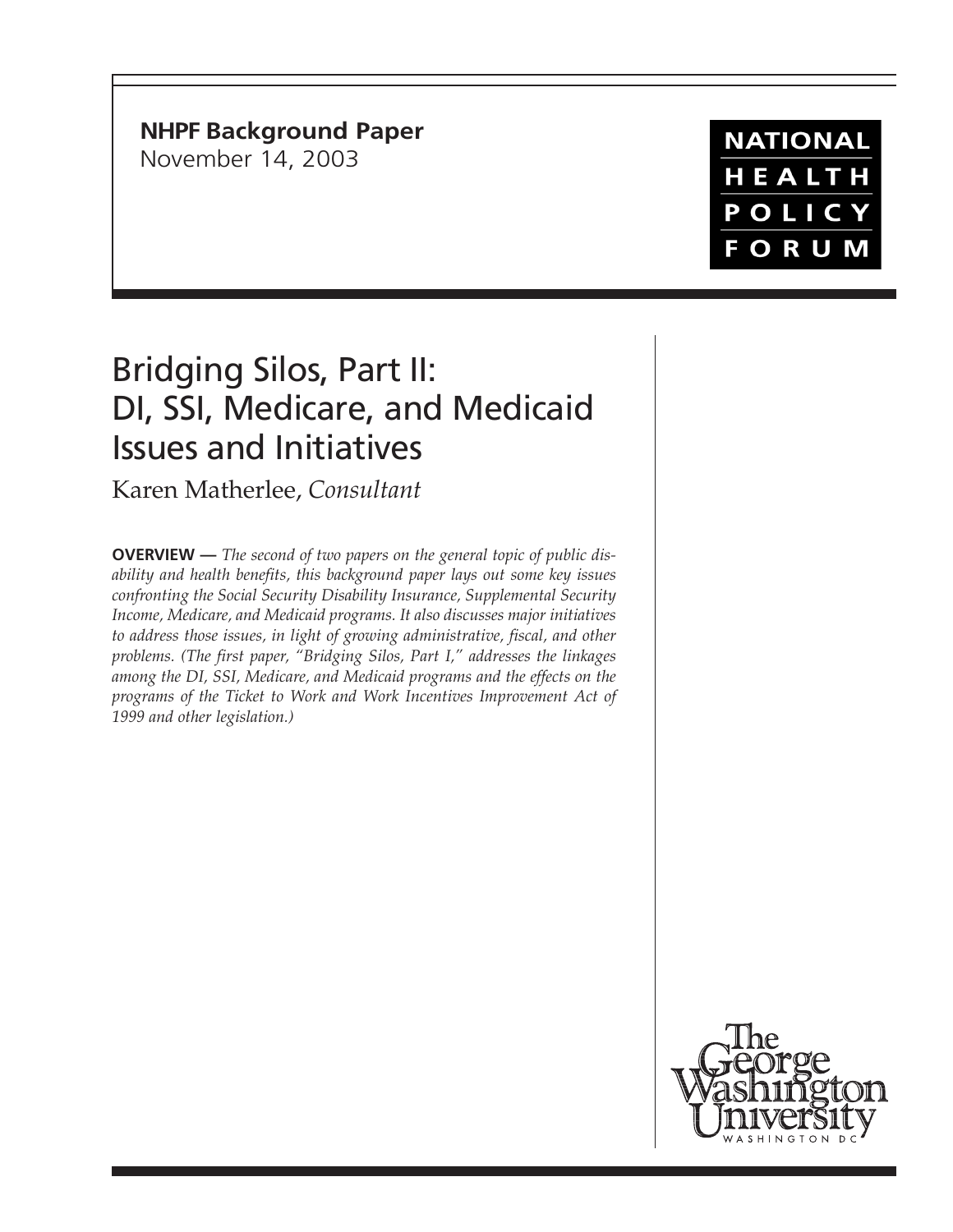**NHPF Background Paper**
November 14, 2003

NATIONAL HEALTH POLICY FORUM

# Bridging Silos, Part II: DI, SSI, Medicare, and Medicaid Issues and Initiatives

Karen Matherlee, *Consultant*

**OVERVIEW —** *The second of two papers on the general topic of public disability and health benefits, this background paper lays out some key issues confronting the Social Security Disability Insurance, Supplemental Security Income, Medicare, and Medicaid programs. It also discusses major initiatives to address those issues, in light of growing administrative, fiscal, and other problems. (The first paper, "Bridging Silos, Part I," addresses the linkages among the DI, SSI, Medicare, and Medicaid programs and the effects on the programs of the Ticket to Work and Work Incentives Improvement Act of 1999 and other legislation.)*

The George Washington University
WASHINGTON DC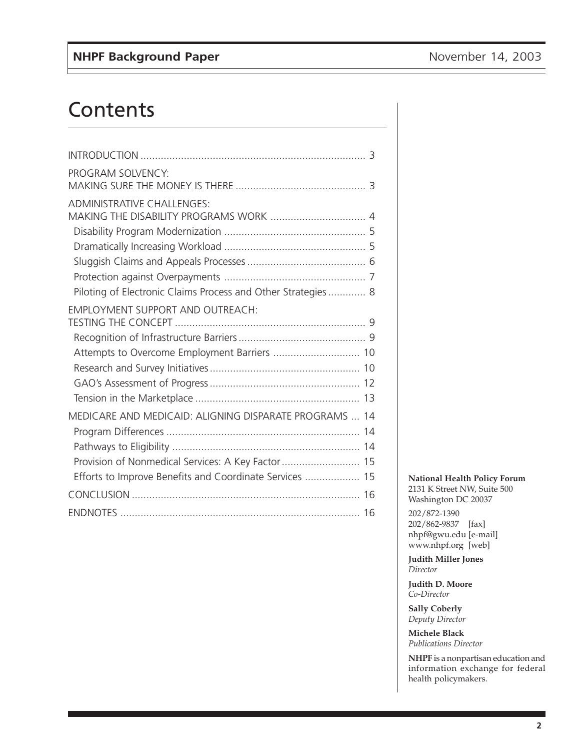# Contents

INTRODUCTION ..... 3

PROGRAM SOLVENCY:
MAKING SURE THE MONEY IS THERE ..... 3

ADMINISTRATIVE CHALLENGES:
MAKING THE DISABILITY PROGRAMS WORK ..... 4

- Disability Program Modernization ..... 5
- Dramatically Increasing Workload ..... 5
- Sluggish Claims and Appeals Processes ..... 6
- Protection against Overpayments ..... 7
- Piloting of Electronic Claims Process and Other Strategies ..... 8

EMPLOYMENT SUPPORT AND OUTREACH:
TESTING THE CONCEPT ..... 9

- Recognition of Infrastructure Barriers ..... 9
- Attempts to Overcome Employment Barriers ..... 10
- Research and Survey Initiatives ..... 10
- GAO's Assessment of Progress ..... 12
- Tension in the Marketplace ..... 13

MEDICARE AND MEDICAID: ALIGNING DISPARATE PROGRAMS ..... 14

- Program Differences ..... 14
- Pathways to Eligibility ..... 14
- Provision of Nonmedical Services: A Key Factor ..... 15
- Efforts to Improve Benefits and Coordinate Services ..... 15

CONCLUSION ..... 16

ENDNOTES ..... 16

**National Health Policy Forum**
2131 K Street NW, Suite 500
Washington DC 20037

202/872-1390
202/862-9837 [fax]
nhpf@gwu.edu [e-mail]
www.nhpf.org [web]

**Judith Miller Jones**
*Director*

**Judith D. Moore**
*Co-Director*

**Sally Coberly**
*Deputy Director*

**Michele Black**
*Publications Director*

**NHPF** is a nonpartisan education and information exchange for federal health policymakers.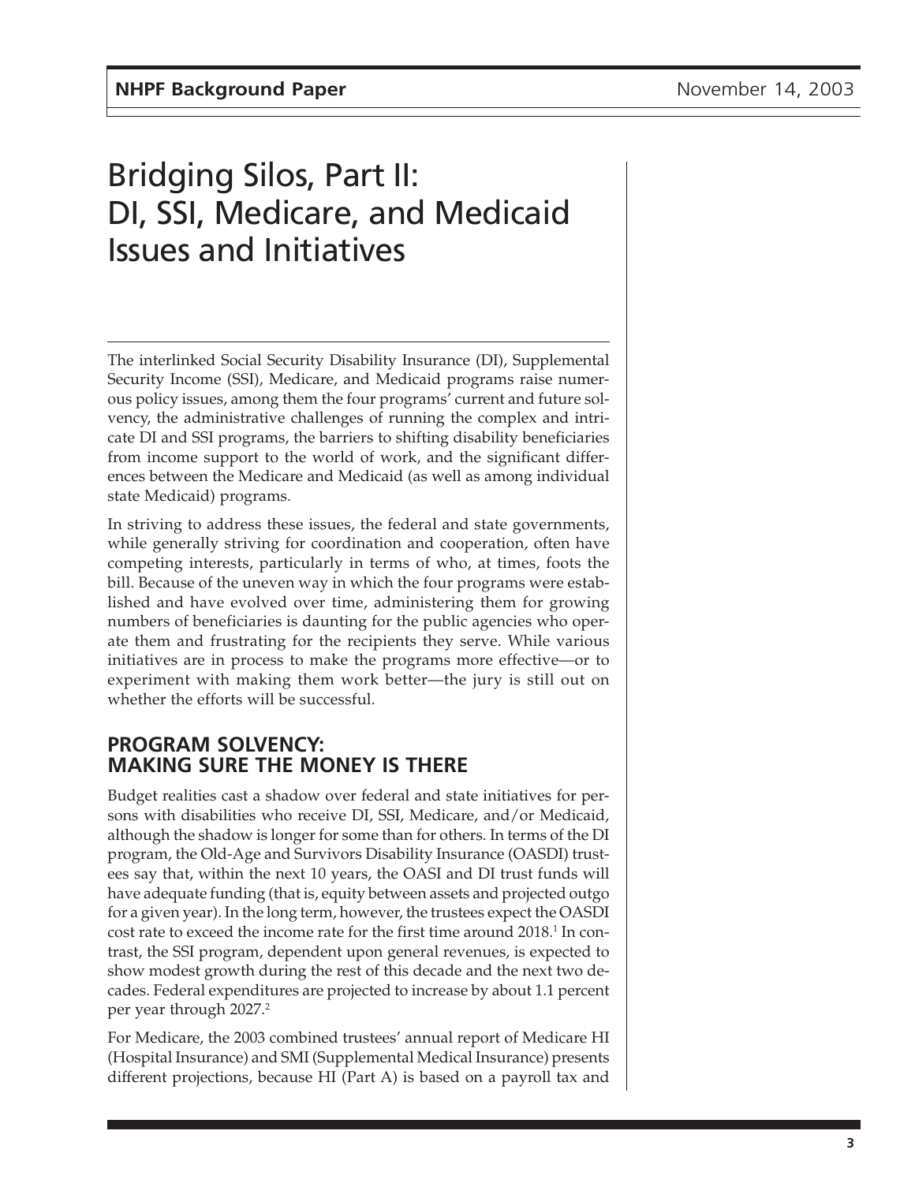# Bridging Silos, Part II: DI, SSI, Medicare, and Medicaid Issues and Initiatives

The interlinked Social Security Disability Insurance (DI), Supplemental Security Income (SSI), Medicare, and Medicaid programs raise numerous policy issues, among them the four programs' current and future solvency, the administrative challenges of running the complex and intricate DI and SSI programs, the barriers to shifting disability beneficiaries from income support to the world of work, and the significant differences between the Medicare and Medicaid (as well as among individual state Medicaid) programs.

In striving to address these issues, the federal and state governments, while generally striving for coordination and cooperation, often have competing interests, particularly in terms of who, at times, foots the bill. Because of the uneven way in which the four programs were established and have evolved over time, administering them for growing numbers of beneficiaries is daunting for the public agencies who operate them and frustrating for the recipients they serve. While various initiatives are in process to make the programs more effective—or to experiment with making them work better—the jury is still out on whether the efforts will be successful.

## PROGRAM SOLVENCY: MAKING SURE THE MONEY IS THERE

Budget realities cast a shadow over federal and state initiatives for persons with disabilities who receive DI, SSI, Medicare, and/or Medicaid, although the shadow is longer for some than for others. In terms of the DI program, the Old-Age and Survivors Disability Insurance (OASDI) trustees say that, within the next 10 years, the OASI and DI trust funds will have adequate funding (that is, equity between assets and projected outgo for a given year). In the long term, however, the trustees expect the OASDI cost rate to exceed the income rate for the first time around 2018.[1] In contrast, the SSI program, dependent upon general revenues, is expected to show modest growth during the rest of this decade and the next two decades. Federal expenditures are projected to increase by about 1.1 percent per year through 2027.[2]

For Medicare, the 2003 combined trustees' annual report of Medicare HI (Hospital Insurance) and SMI (Supplemental Medical Insurance) presents different projections, because HI (Part A) is based on a payroll tax and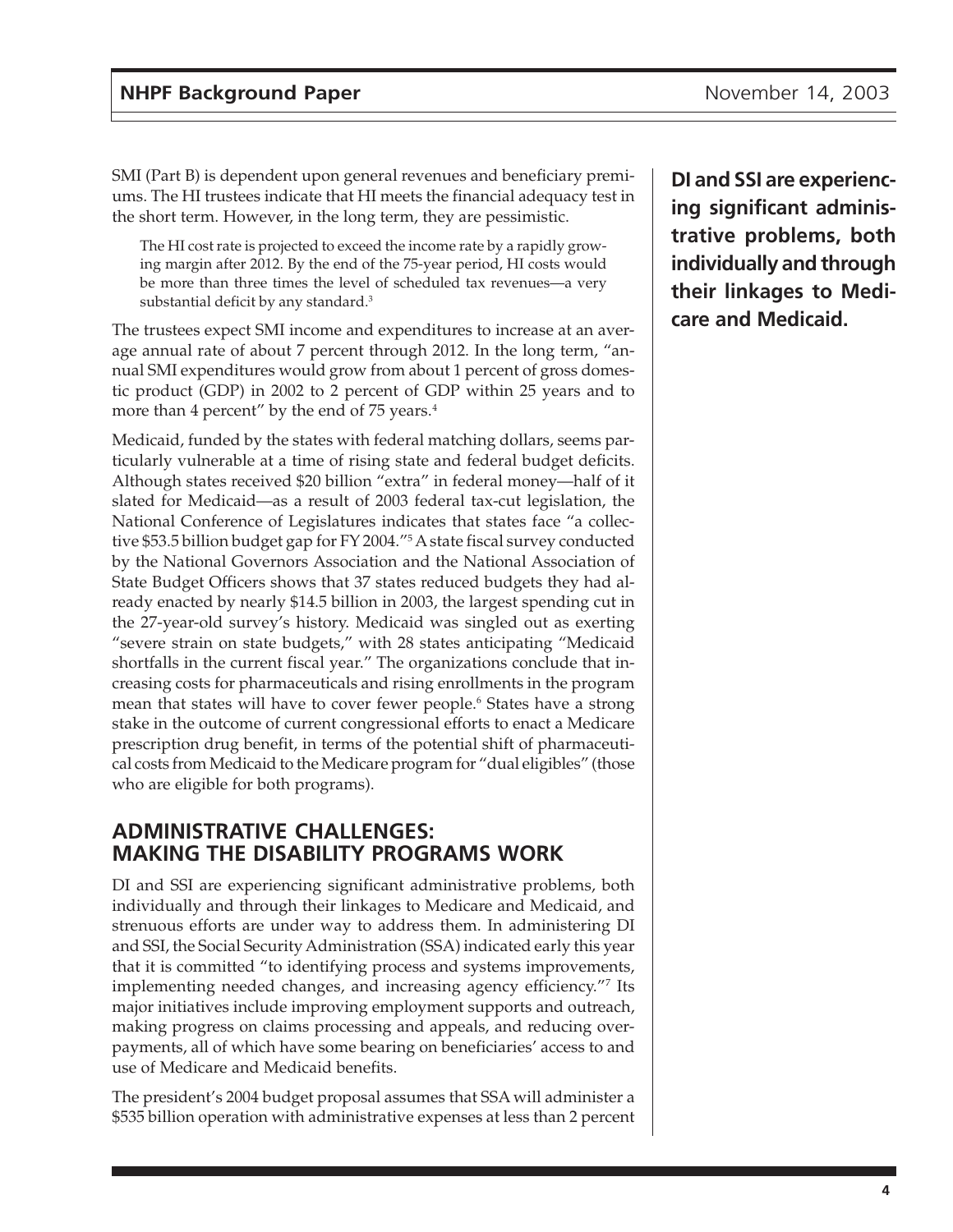SMI (Part B) is dependent upon general revenues and beneficiary premiums. The HI trustees indicate that HI meets the financial adequacy test in the short term. However, in the long term, they are pessimistic.

> The HI cost rate is projected to exceed the income rate by a rapidly growing margin after 2012. By the end of the 75-year period, HI costs would be more than three times the level of scheduled tax revenues—a very substantial deficit by any standard.[3]

The trustees expect SMI income and expenditures to increase at an average annual rate of about 7 percent through 2012. In the long term, "annual SMI expenditures would grow from about 1 percent of gross domestic product (GDP) in 2002 to 2 percent of GDP within 25 years and to more than 4 percent" by the end of 75 years.[4]

Medicaid, funded by the states with federal matching dollars, seems particularly vulnerable at a time of rising state and federal budget deficits. Although states received $20 billion "extra" in federal money—half of it slated for Medicaid—as a result of 2003 federal tax-cut legislation, the National Conference of Legislatures indicates that states face "a collective $53.5 billion budget gap for FY 2004."[5] A state fiscal survey conducted by the National Governors Association and the National Association of State Budget Officers shows that 37 states reduced budgets they had already enacted by nearly $14.5 billion in 2003, the largest spending cut in the 27-year-old survey's history. Medicaid was singled out as exerting "severe strain on state budgets," with 28 states anticipating "Medicaid shortfalls in the current fiscal year." The organizations conclude that increasing costs for pharmaceuticals and rising enrollments in the program mean that states will have to cover fewer people.[6] States have a strong stake in the outcome of current congressional efforts to enact a Medicare prescription drug benefit, in terms of the potential shift of pharmaceutical costs from Medicaid to the Medicare program for "dual eligibles" (those who are eligible for both programs).

## ADMINISTRATIVE CHALLENGES: MAKING THE DISABILITY PROGRAMS WORK

**DI and SSI are experiencing significant administrative problems, both individually and through their linkages to Medicare and Medicaid.**

DI and SSI are experiencing significant administrative problems, both individually and through their linkages to Medicare and Medicaid, and strenuous efforts are under way to address them. In administering DI and SSI, the Social Security Administration (SSA) indicated early this year that it is committed "to identifying process and systems improvements, implementing needed changes, and increasing agency efficiency."[7] Its major initiatives include improving employment supports and outreach, making progress on claims processing and appeals, and reducing overpayments, all of which have some bearing on beneficiaries' access to and use of Medicare and Medicaid benefits.

The president's 2004 budget proposal assumes that SSA will administer a $535 billion operation with administrative expenses at less than 2 percent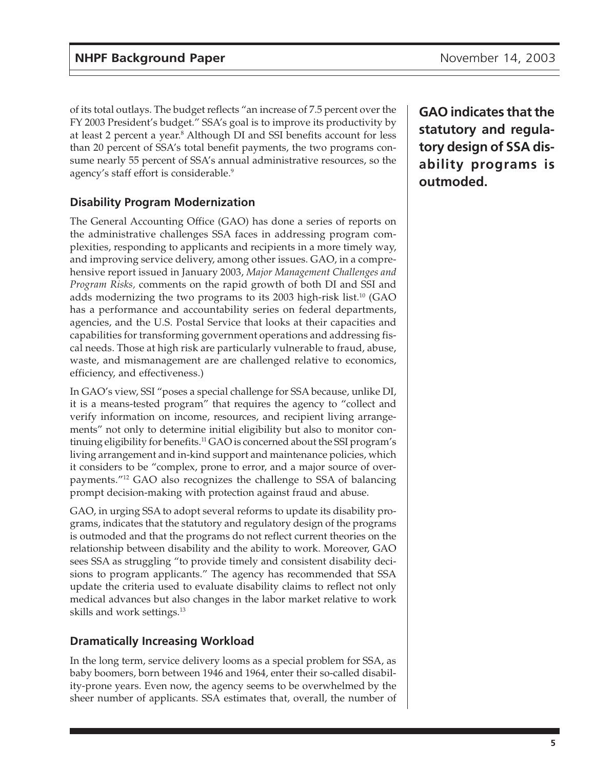of its total outlays. The budget reflects "an increase of 7.5 percent over the FY 2003 President's budget." SSA's goal is to improve its productivity by at least 2 percent a year.[8] Although DI and SSI benefits account for less than 20 percent of SSA's total benefit payments, the two programs consume nearly 55 percent of SSA's annual administrative resources, so the agency's staff effort is considerable.[9]

**GAO indicates that the statutory and regulatory design of SSA disability programs is outmoded.**

### Disability Program Modernization

The General Accounting Office (GAO) has done a series of reports on the administrative challenges SSA faces in addressing program complexities, responding to applicants and recipients in a more timely way, and improving service delivery, among other issues. GAO, in a comprehensive report issued in January 2003, *Major Management Challenges and Program Risks,* comments on the rapid growth of both DI and SSI and adds modernizing the two programs to its 2003 high-risk list.[10] (GAO has a performance and accountability series on federal departments, agencies, and the U.S. Postal Service that looks at their capacities and capabilities for transforming government operations and addressing fiscal needs. Those at high risk are particularly vulnerable to fraud, abuse, waste, and mismanagement are are challenged relative to economics, efficiency, and effectiveness.)

In GAO's view, SSI "poses a special challenge for SSA because, unlike DI, it is a means-tested program" that requires the agency to "collect and verify information on income, resources, and recipient living arrangements" not only to determine initial eligibility but also to monitor continuing eligibility for benefits.[11] GAO is concerned about the SSI program's living arrangement and in-kind support and maintenance policies, which it considers to be "complex, prone to error, and a major source of overpayments."[12] GAO also recognizes the challenge to SSA of balancing prompt decision-making with protection against fraud and abuse.

GAO, in urging SSA to adopt several reforms to update its disability programs, indicates that the statutory and regulatory design of the programs is outmoded and that the programs do not reflect current theories on the relationship between disability and the ability to work. Moreover, GAO sees SSA as struggling "to provide timely and consistent disability decisions to program applicants." The agency has recommended that SSA update the criteria used to evaluate disability claims to reflect not only medical advances but also changes in the labor market relative to work skills and work settings.[13]

### Dramatically Increasing Workload

In the long term, service delivery looms as a special problem for SSA, as baby boomers, born between 1946 and 1964, enter their so-called disability-prone years. Even now, the agency seems to be overwhelmed by the sheer number of applicants. SSA estimates that, overall, the number of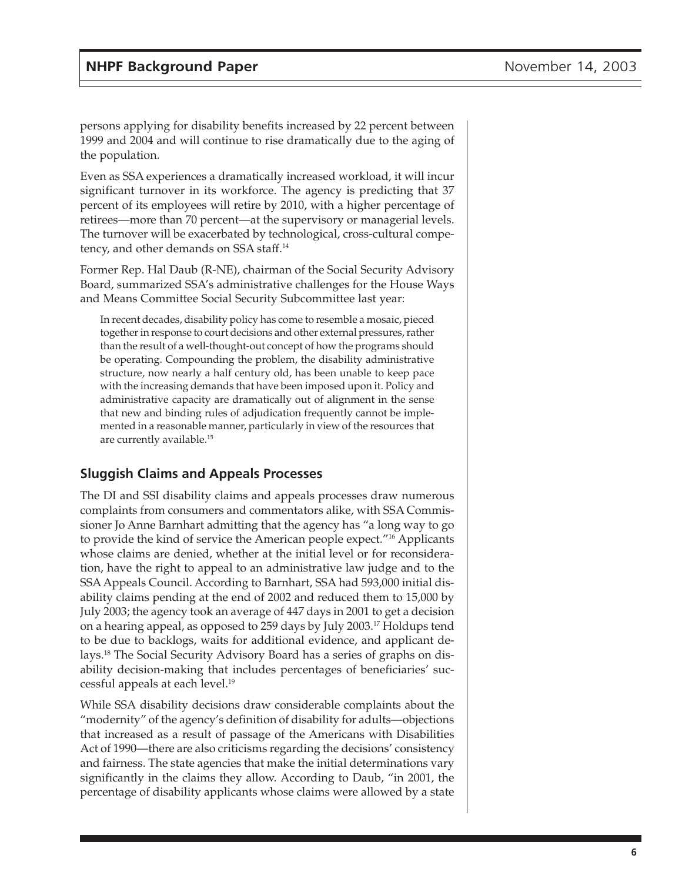persons applying for disability benefits increased by 22 percent between 1999 and 2004 and will continue to rise dramatically due to the aging of the population.

Even as SSA experiences a dramatically increased workload, it will incur significant turnover in its workforce. The agency is predicting that 37 percent of its employees will retire by 2010, with a higher percentage of retirees—more than 70 percent—at the supervisory or managerial levels. The turnover will be exacerbated by technological, cross-cultural competency, and other demands on SSA staff.[14]

Former Rep. Hal Daub (R-NE), chairman of the Social Security Advisory Board, summarized SSA's administrative challenges for the House Ways and Means Committee Social Security Subcommittee last year:

> In recent decades, disability policy has come to resemble a mosaic, pieced together in response to court decisions and other external pressures, rather than the result of a well-thought-out concept of how the programs should be operating. Compounding the problem, the disability administrative structure, now nearly a half century old, has been unable to keep pace with the increasing demands that have been imposed upon it. Policy and administrative capacity are dramatically out of alignment in the sense that new and binding rules of adjudication frequently cannot be implemented in a reasonable manner, particularly in view of the resources that are currently available.[15]

## Sluggish Claims and Appeals Processes

The DI and SSI disability claims and appeals processes draw numerous complaints from consumers and commentators alike, with SSA Commissioner Jo Anne Barnhart admitting that the agency has "a long way to go to provide the kind of service the American people expect."[16] Applicants whose claims are denied, whether at the initial level or for reconsideration, have the right to appeal to an administrative law judge and to the SSA Appeals Council. According to Barnhart, SSA had 593,000 initial disability claims pending at the end of 2002 and reduced them to 15,000 by July 2003; the agency took an average of 447 days in 2001 to get a decision on a hearing appeal, as opposed to 259 days by July 2003.[17] Holdups tend to be due to backlogs, waits for additional evidence, and applicant delays.[18] The Social Security Advisory Board has a series of graphs on disability decision-making that includes percentages of beneficiaries' successful appeals at each level.[19]

While SSA disability decisions draw considerable complaints about the "modernity" of the agency's definition of disability for adults—objections that increased as a result of passage of the Americans with Disabilities Act of 1990—there are also criticisms regarding the decisions' consistency and fairness. The state agencies that make the initial determinations vary significantly in the claims they allow. According to Daub, "in 2001, the percentage of disability applicants whose claims were allowed by a state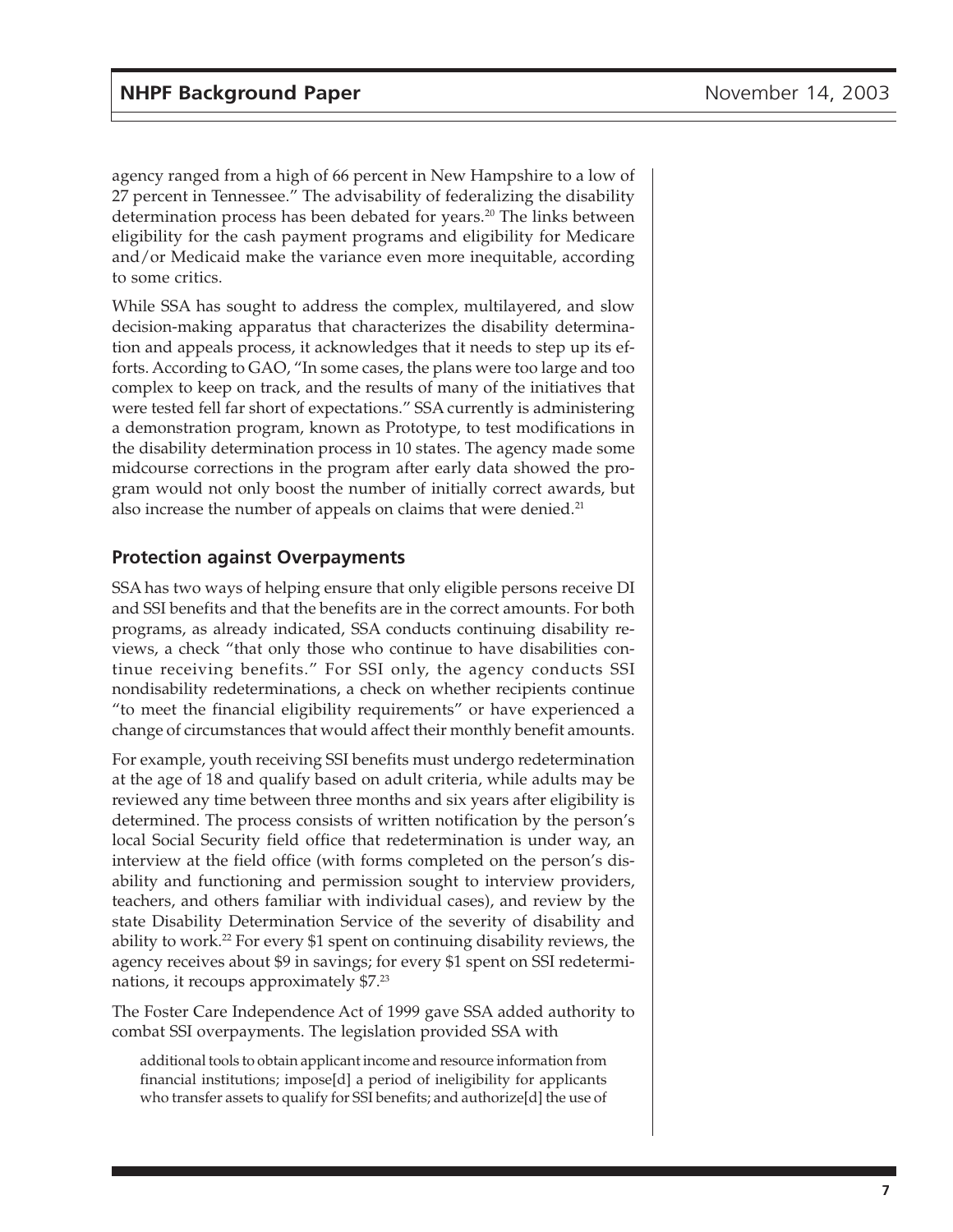agency ranged from a high of 66 percent in New Hampshire to a low of 27 percent in Tennessee." The advisability of federalizing the disability determination process has been debated for years.[20] The links between eligibility for the cash payment programs and eligibility for Medicare and/or Medicaid make the variance even more inequitable, according to some critics.

While SSA has sought to address the complex, multilayered, and slow decision-making apparatus that characterizes the disability determination and appeals process, it acknowledges that it needs to step up its efforts. According to GAO, "In some cases, the plans were too large and too complex to keep on track, and the results of many of the initiatives that were tested fell far short of expectations." SSA currently is administering a demonstration program, known as Prototype, to test modifications in the disability determination process in 10 states. The agency made some midcourse corrections in the program after early data showed the program would not only boost the number of initially correct awards, but also increase the number of appeals on claims that were denied.[21]

### Protection against Overpayments

SSA has two ways of helping ensure that only eligible persons receive DI and SSI benefits and that the benefits are in the correct amounts. For both programs, as already indicated, SSA conducts continuing disability reviews, a check "that only those who continue to have disabilities continue receiving benefits." For SSI only, the agency conducts SSI nondisability redeterminations, a check on whether recipients continue "to meet the financial eligibility requirements" or have experienced a change of circumstances that would affect their monthly benefit amounts.

For example, youth receiving SSI benefits must undergo redetermination at the age of 18 and qualify based on adult criteria, while adults may be reviewed any time between three months and six years after eligibility is determined. The process consists of written notification by the person's local Social Security field office that redetermination is under way, an interview at the field office (with forms completed on the person's disability and functioning and permission sought to interview providers, teachers, and others familiar with individual cases), and review by the state Disability Determination Service of the severity of disability and ability to work.[22] For every $1 spent on continuing disability reviews, the agency receives about $9 in savings; for every $1 spent on SSI redeterminations, it recoups approximately $7.[23]

The Foster Care Independence Act of 1999 gave SSA added authority to combat SSI overpayments. The legislation provided SSA with

> additional tools to obtain applicant income and resource information from financial institutions; impose[d] a period of ineligibility for applicants who transfer assets to qualify for SSI benefits; and authorize[d] the use of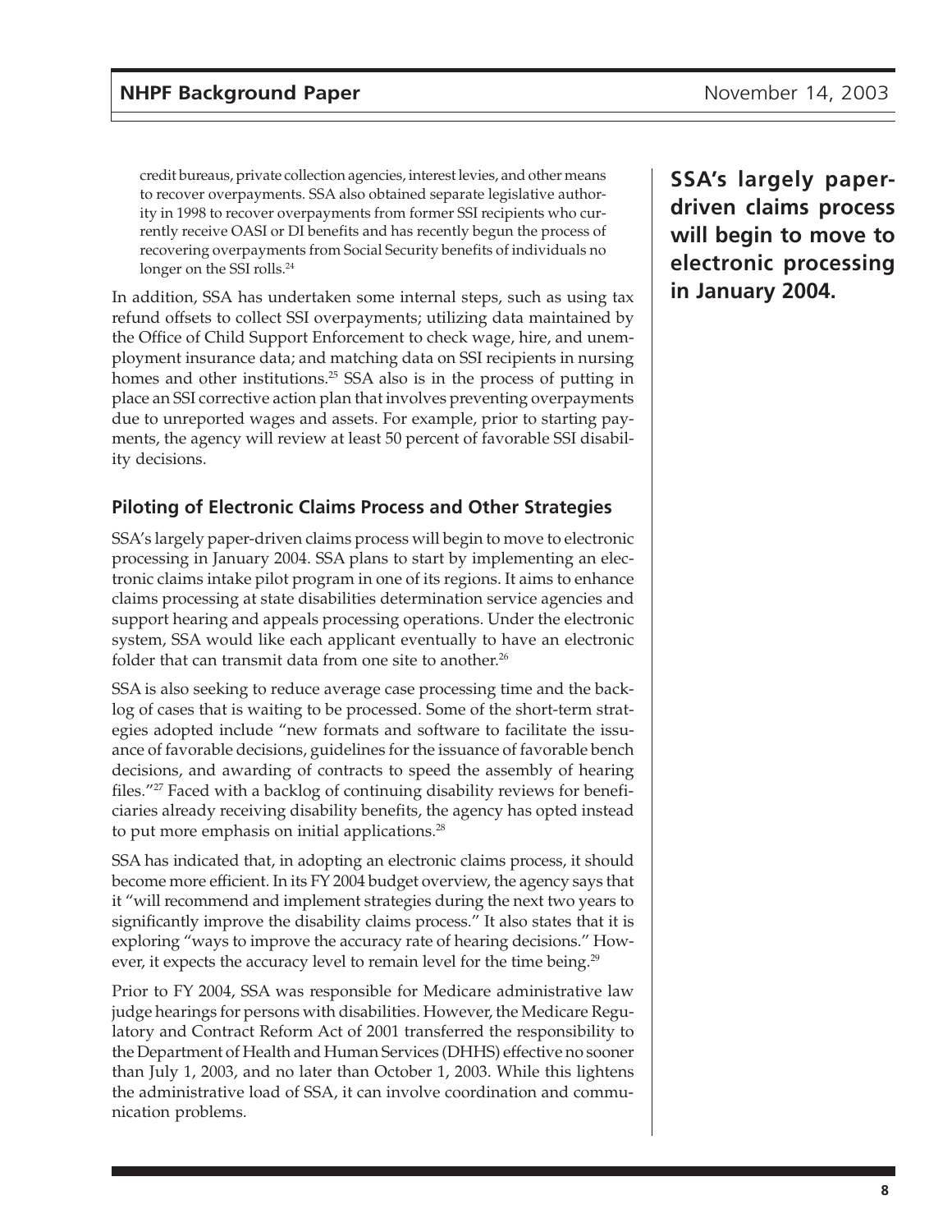credit bureaus, private collection agencies, interest levies, and other means to recover overpayments. SSA also obtained separate legislative authority in 1998 to recover overpayments from former SSI recipients who currently receive OASI or DI benefits and has recently begun the process of recovering overpayments from Social Security benefits of individuals no longer on the SSI rolls.[24]

In addition, SSA has undertaken some internal steps, such as using tax refund offsets to collect SSI overpayments; utilizing data maintained by the Office of Child Support Enforcement to check wage, hire, and unemployment insurance data; and matching data on SSI recipients in nursing homes and other institutions.[25] SSA also is in the process of putting in place an SSI corrective action plan that involves preventing overpayments due to unreported wages and assets. For example, prior to starting payments, the agency will review at least 50 percent of favorable SSI disability decisions.

**SSA's largely paper-driven claims process will begin to move to electronic processing in January 2004.**

### Piloting of Electronic Claims Process and Other Strategies

SSA's largely paper-driven claims process will begin to move to electronic processing in January 2004. SSA plans to start by implementing an electronic claims intake pilot program in one of its regions. It aims to enhance claims processing at state disabilities determination service agencies and support hearing and appeals processing operations. Under the electronic system, SSA would like each applicant eventually to have an electronic folder that can transmit data from one site to another.[26]

SSA is also seeking to reduce average case processing time and the backlog of cases that is waiting to be processed. Some of the short-term strategies adopted include "new formats and software to facilitate the issuance of favorable decisions, guidelines for the issuance of favorable bench decisions, and awarding of contracts to speed the assembly of hearing files."[27] Faced with a backlog of continuing disability reviews for beneficiaries already receiving disability benefits, the agency has opted instead to put more emphasis on initial applications.[28]

SSA has indicated that, in adopting an electronic claims process, it should become more efficient. In its FY 2004 budget overview, the agency says that it "will recommend and implement strategies during the next two years to significantly improve the disability claims process." It also states that it is exploring "ways to improve the accuracy rate of hearing decisions." However, it expects the accuracy level to remain level for the time being.[29]

Prior to FY 2004, SSA was responsible for Medicare administrative law judge hearings for persons with disabilities. However, the Medicare Regulatory and Contract Reform Act of 2001 transferred the responsibility to the Department of Health and Human Services (DHHS) effective no sooner than July 1, 2003, and no later than October 1, 2003. While this lightens the administrative load of SSA, it can involve coordination and communication problems.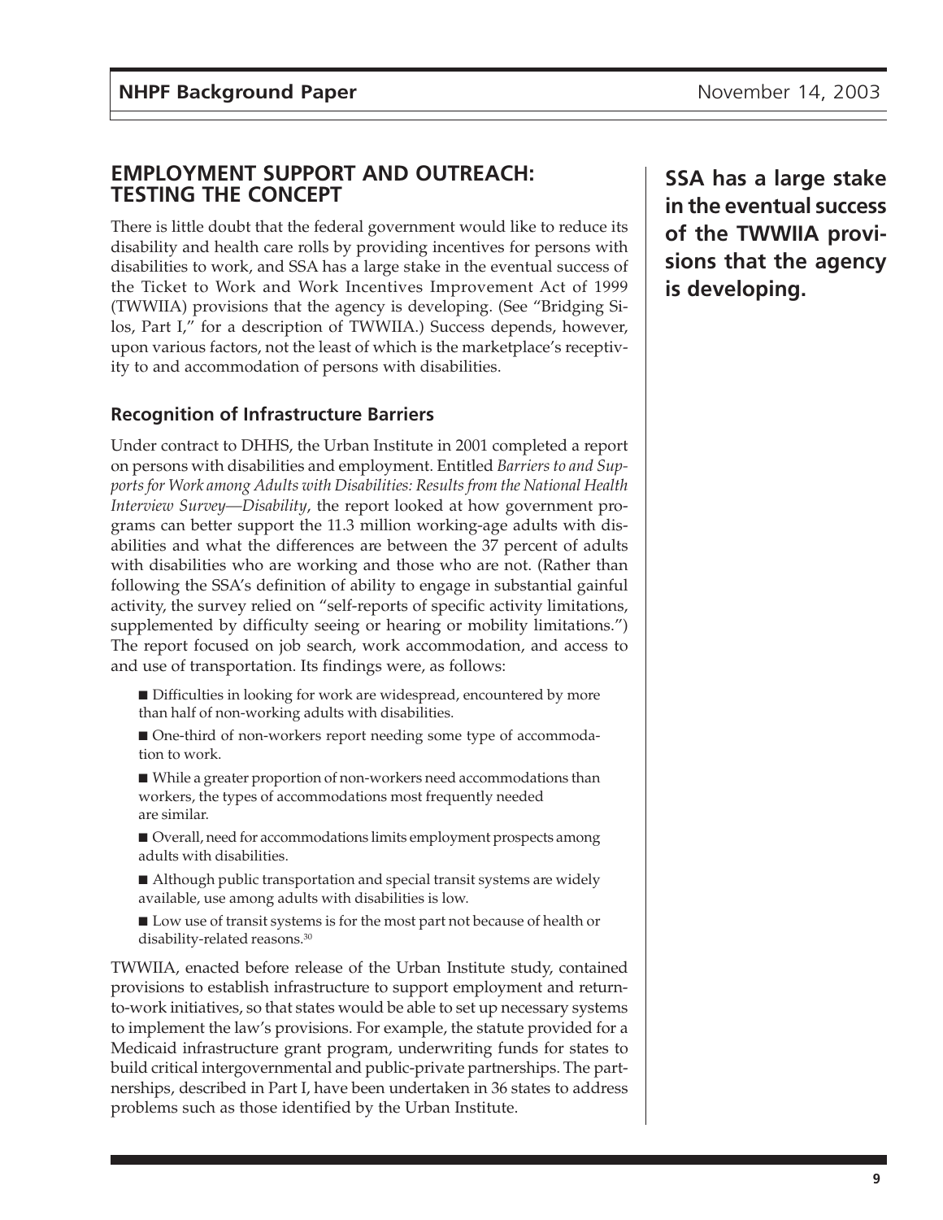## EMPLOYMENT SUPPORT AND OUTREACH: TESTING THE CONCEPT

There is little doubt that the federal government would like to reduce its disability and health care rolls by providing incentives for persons with disabilities to work, and SSA has a large stake in the eventual success of the Ticket to Work and Work Incentives Improvement Act of 1999 (TWWIIA) provisions that the agency is developing. (See "Bridging Silos, Part I," for a description of TWWIIA.) Success depends, however, upon various factors, not the least of which is the marketplace's receptivity to and accommodation of persons with disabilities.

**SSA has a large stake in the eventual success of the TWWIIA provisions that the agency is developing.**

### Recognition of Infrastructure Barriers

Under contract to DHHS, the Urban Institute in 2001 completed a report on persons with disabilities and employment. Entitled *Barriers to and Supports for Work among Adults with Disabilities: Results from the National Health Interview Survey—Disability*, the report looked at how government programs can better support the 11.3 million working-age adults with disabilities and what the differences are between the 37 percent of adults with disabilities who are working and those who are not. (Rather than following the SSA's definition of ability to engage in substantial gainful activity, the survey relied on "self-reports of specific activity limitations, supplemented by difficulty seeing or hearing or mobility limitations.") The report focused on job search, work accommodation, and access to and use of transportation. Its findings were, as follows:

- Difficulties in looking for work are widespread, encountered by more than half of non-working adults with disabilities.
- One-third of non-workers report needing some type of accommodation to work.
- While a greater proportion of non-workers need accommodations than workers, the types of accommodations most frequently needed are similar.
- Overall, need for accommodations limits employment prospects among adults with disabilities.
- Although public transportation and special transit systems are widely available, use among adults with disabilities is low.
- Low use of transit systems is for the most part not because of health or disability-related reasons.[30]

TWWIIA, enacted before release of the Urban Institute study, contained provisions to establish infrastructure to support employment and return-to-work initiatives, so that states would be able to set up necessary systems to implement the law's provisions. For example, the statute provided for a Medicaid infrastructure grant program, underwriting funds for states to build critical intergovernmental and public-private partnerships. The partnerships, described in Part I, have been undertaken in 36 states to address problems such as those identified by the Urban Institute.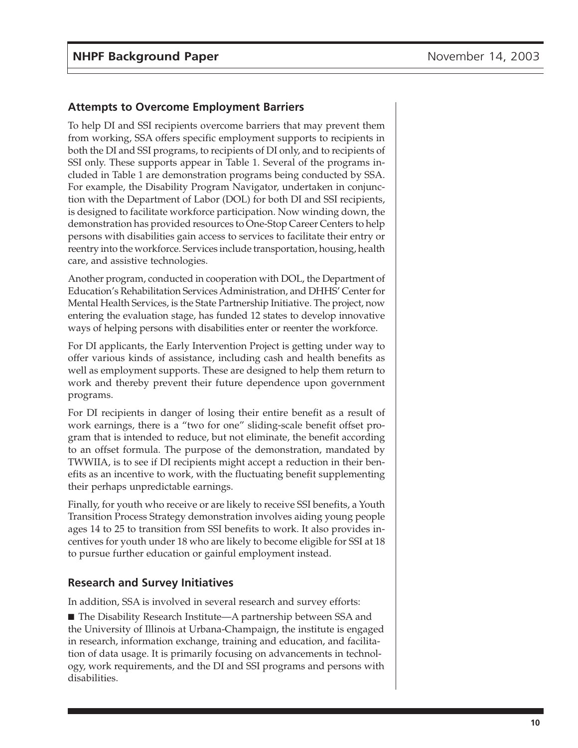## Attempts to Overcome Employment Barriers

To help DI and SSI recipients overcome barriers that may prevent them from working, SSA offers specific employment supports to recipients in both the DI and SSI programs, to recipients of DI only, and to recipients of SSI only. These supports appear in Table 1. Several of the programs included in Table 1 are demonstration programs being conducted by SSA. For example, the Disability Program Navigator, undertaken in conjunction with the Department of Labor (DOL) for both DI and SSI recipients, is designed to facilitate workforce participation. Now winding down, the demonstration has provided resources to One-Stop Career Centers to help persons with disabilities gain access to services to facilitate their entry or reentry into the workforce. Services include transportation, housing, health care, and assistive technologies.

Another program, conducted in cooperation with DOL, the Department of Education's Rehabilitation Services Administration, and DHHS' Center for Mental Health Services, is the State Partnership Initiative. The project, now entering the evaluation stage, has funded 12 states to develop innovative ways of helping persons with disabilities enter or reenter the workforce.

For DI applicants, the Early Intervention Project is getting under way to offer various kinds of assistance, including cash and health benefits as well as employment supports. These are designed to help them return to work and thereby prevent their future dependence upon government programs.

For DI recipients in danger of losing their entire benefit as a result of work earnings, there is a "two for one" sliding-scale benefit offset program that is intended to reduce, but not eliminate, the benefit according to an offset formula. The purpose of the demonstration, mandated by TWWIIA, is to see if DI recipients might accept a reduction in their benefits as an incentive to work, with the fluctuating benefit supplementing their perhaps unpredictable earnings.

Finally, for youth who receive or are likely to receive SSI benefits, a Youth Transition Process Strategy demonstration involves aiding young people ages 14 to 25 to transition from SSI benefits to work. It also provides incentives for youth under 18 who are likely to become eligible for SSI at 18 to pursue further education or gainful employment instead.

## Research and Survey Initiatives

In addition, SSA is involved in several research and survey efforts:

- The Disability Research Institute—A partnership between SSA and the University of Illinois at Urbana-Champaign, the institute is engaged in research, information exchange, training and education, and facilitation of data usage. It is primarily focusing on advancements in technology, work requirements, and the DI and SSI programs and persons with disabilities.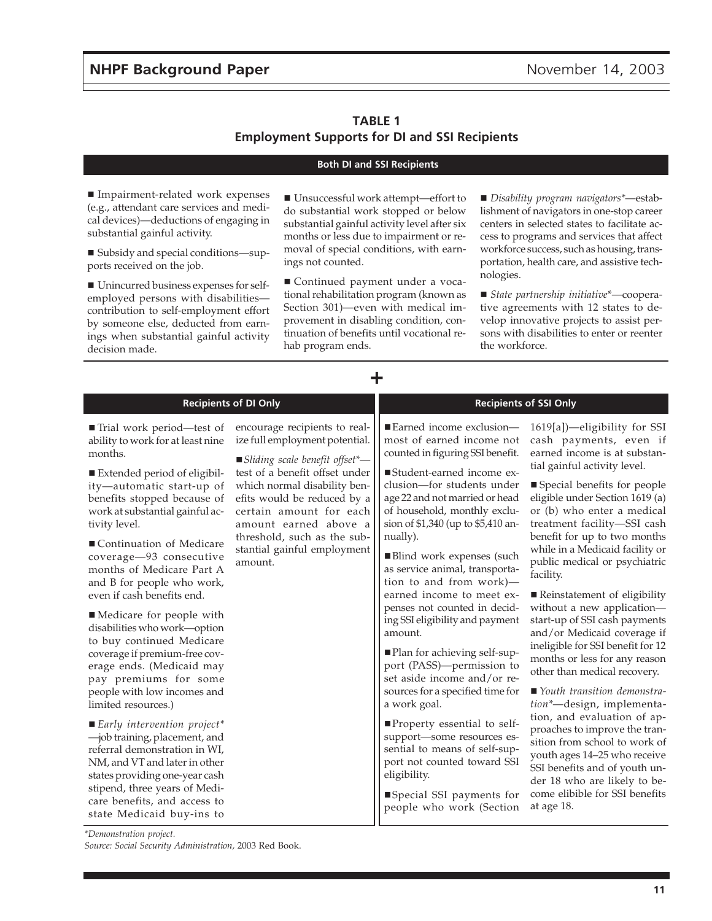**TABLE 1**
**Employment Supports for DI and SSI Recipients**

**Both DI and SSI Recipients**

- Impairment-related work expenses (e.g., attendant care services and medical devices)—deductions of engaging in substantial gainful activity.
- Subsidy and special conditions—supports received on the job.
- Unincurred business expenses for self-employed persons with disabilities—contribution to self-employment effort by someone else, deducted from earnings when substantial gainful activity decision made.
- Unsuccessful work attempt—effort to do substantial work stopped or below substantial gainful activity level after six months or less due to impairment or removal of special conditions, with earnings not counted.
- Continued payment under a vocational rehabilitation program (known as Section 301)—even with medical improvement in disabling condition, continuation of benefits until vocational rehab program ends.
- *Disability program navigators**—establishment of navigators in one-stop career centers in selected states to facilitate access to programs and services that affect workforce success, such as housing, transportation, health care, and assistive technologies.
- *State partnership initiative**—cooperative agreements with 12 states to develop innovative projects to assist persons with disabilities to enter or reenter the workforce.

**+**

**Recipients of DI Only**

- Trial work period—test of ability to work for at least nine months.
- Extended period of eligibility—automatic start-up of benefits stopped because of work at substantial gainful activity level.
- Continuation of Medicare coverage—93 consecutive months of Medicare Part A and B for people who work, even if cash benefits end.
- Medicare for people with disabilities who work—option to buy continued Medicare coverage if premium-free coverage ends. (Medicaid may pay premiums for some people with low incomes and limited resources.)
- *Early intervention project**—job training, placement, and referral demonstration in WI, NM, and VT and later in other states providing one-year cash stipend, three years of Medicare benefits, and access to state Medicaid buy-ins to encourage recipients to realize full employment potential.
- *Sliding scale benefit offset**—test of a benefit offset under which normal disability benefits would be reduced by a certain amount for each amount earned above a threshold, such as the substantial gainful employment amount.

**Recipients of SSI Only**

- Earned income exclusion—most of earned income not counted in figuring SSI benefit.
- Student-earned income exclusion—for students under age 22 and not married or head of household, monthly exclusion of $1,340 (up to $5,410 annually).
- Blind work expenses (such as service animal, transportation to and from work)—earned income to meet expenses not counted in deciding SSI eligibility and payment amount.
- Plan for achieving self-support (PASS)—permission to set aside income and/or resources for a specified time for a work goal.
- Property essential to self-support—some resources essential to means of self-support not counted toward SSI eligibility.
- Special SSI payments for people who work (Section 1619[a])—eligibility for SSI cash payments, even if earned income is at substantial gainful activity level.
- Special benefits for people eligible under Section 1619 (a) or (b) who enter a medical treatment facility—SSI cash benefit for up to two months while in a Medicaid facility or public medical or psychiatric facility.
- Reinstatement of eligibility without a new application—start-up of SSI cash payments and/or Medicaid coverage if ineligible for SSI benefit for 12 months or less for any reason other than medical recovery.
- *Youth transition demonstration**—design, implementation, and evaluation of approaches to improve the transition from school to work of youth ages 14–25 who receive SSI benefits and of youth under 18 who are likely to become elibible for SSI benefits at age 18.

*\*Demonstration project.*

*Source: Social Security Administration*, 2003 Red Book.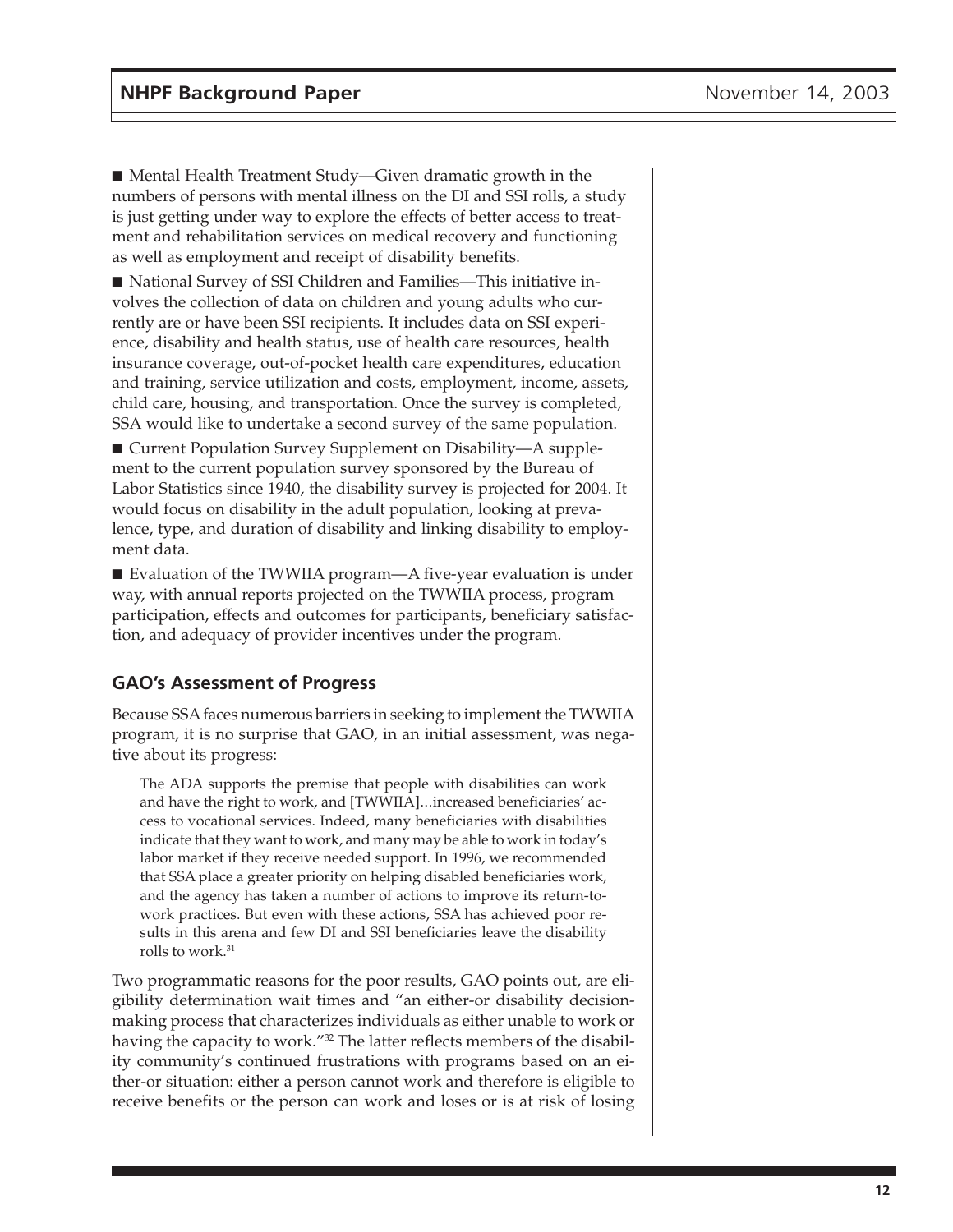■ Mental Health Treatment Study—Given dramatic growth in the numbers of persons with mental illness on the DI and SSI rolls, a study is just getting under way to explore the effects of better access to treatment and rehabilitation services on medical recovery and functioning as well as employment and receipt of disability benefits.

■ National Survey of SSI Children and Families—This initiative involves the collection of data on children and young adults who currently are or have been SSI recipients. It includes data on SSI experience, disability and health status, use of health care resources, health insurance coverage, out-of-pocket health care expenditures, education and training, service utilization and costs, employment, income, assets, child care, housing, and transportation. Once the survey is completed, SSA would like to undertake a second survey of the same population.

■ Current Population Survey Supplement on Disability—A supplement to the current population survey sponsored by the Bureau of Labor Statistics since 1940, the disability survey is projected for 2004. It would focus on disability in the adult population, looking at prevalence, type, and duration of disability and linking disability to employment data.

■ Evaluation of the TWWIIA program—A five-year evaluation is under way, with annual reports projected on the TWWIIA process, program participation, effects and outcomes for participants, beneficiary satisfaction, and adequacy of provider incentives under the program.

## GAO's Assessment of Progress

Because SSA faces numerous barriers in seeking to implement the TWWIIA program, it is no surprise that GAO, in an initial assessment, was negative about its progress:

> The ADA supports the premise that people with disabilities can work and have the right to work, and [TWWIIA]...increased beneficiaries' access to vocational services. Indeed, many beneficiaries with disabilities indicate that they want to work, and many may be able to work in today's labor market if they receive needed support. In 1996, we recommended that SSA place a greater priority on helping disabled beneficiaries work, and the agency has taken a number of actions to improve its return-to-work practices. But even with these actions, SSA has achieved poor results in this arena and few DI and SSI beneficiaries leave the disability rolls to work.[31]

Two programmatic reasons for the poor results, GAO points out, are eligibility determination wait times and "an either-or disability decision-making process that characterizes individuals as either unable to work or having the capacity to work."[32] The latter reflects members of the disability community's continued frustrations with programs based on an either-or situation: either a person cannot work and therefore is eligible to receive benefits or the person can work and loses or is at risk of losing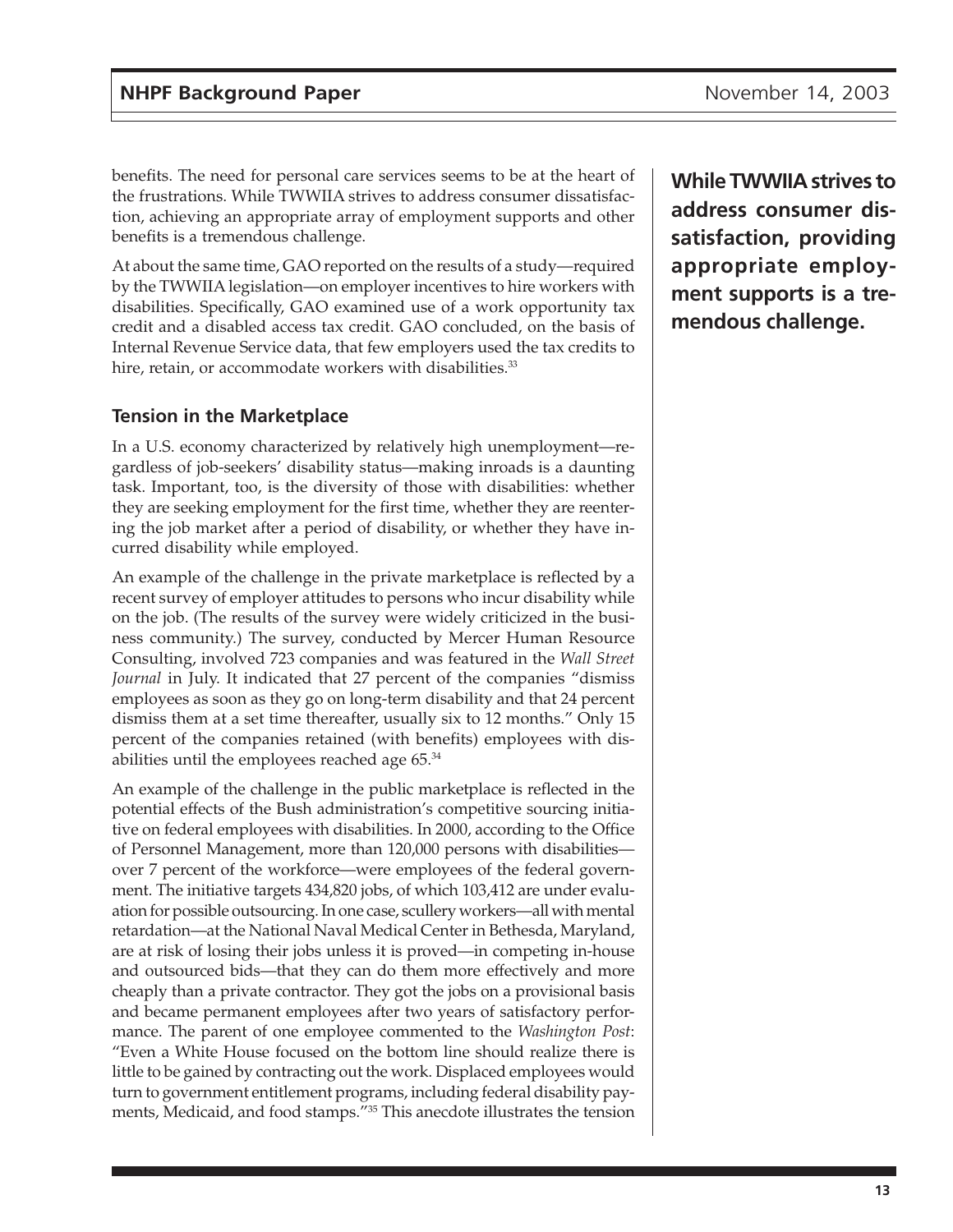benefits. The need for personal care services seems to be at the heart of the frustrations. While TWWIIA strives to address consumer dissatisfaction, achieving an appropriate array of employment supports and other benefits is a tremendous challenge.

**While TWWIIA strives to address consumer dissatisfaction, providing appropriate employment supports is a tremendous challenge.**

At about the same time, GAO reported on the results of a study—required by the TWWIIA legislation—on employer incentives to hire workers with disabilities. Specifically, GAO examined use of a work opportunity tax credit and a disabled access tax credit. GAO concluded, on the basis of Internal Revenue Service data, that few employers used the tax credits to hire, retain, or accommodate workers with disabilities.[33]

### Tension in the Marketplace

In a U.S. economy characterized by relatively high unemployment—regardless of job-seekers' disability status—making inroads is a daunting task. Important, too, is the diversity of those with disabilities: whether they are seeking employment for the first time, whether they are reentering the job market after a period of disability, or whether they have incurred disability while employed.

An example of the challenge in the private marketplace is reflected by a recent survey of employer attitudes to persons who incur disability while on the job. (The results of the survey were widely criticized in the business community.) The survey, conducted by Mercer Human Resource Consulting, involved 723 companies and was featured in the *Wall Street Journal* in July. It indicated that 27 percent of the companies "dismiss employees as soon as they go on long-term disability and that 24 percent dismiss them at a set time thereafter, usually six to 12 months." Only 15 percent of the companies retained (with benefits) employees with disabilities until the employees reached age 65.[34]

An example of the challenge in the public marketplace is reflected in the potential effects of the Bush administration's competitive sourcing initiative on federal employees with disabilities. In 2000, according to the Office of Personnel Management, more than 120,000 persons with disabilities—over 7 percent of the workforce—were employees of the federal government. The initiative targets 434,820 jobs, of which 103,412 are under evaluation for possible outsourcing. In one case, scullery workers—all with mental retardation—at the National Naval Medical Center in Bethesda, Maryland, are at risk of losing their jobs unless it is proved—in competing in-house and outsourced bids—that they can do them more effectively and more cheaply than a private contractor. They got the jobs on a provisional basis and became permanent employees after two years of satisfactory performance. The parent of one employee commented to the *Washington Post*: "Even a White House focused on the bottom line should realize there is little to be gained by contracting out the work. Displaced employees would turn to government entitlement programs, including federal disability payments, Medicaid, and food stamps."[35] This anecdote illustrates the tension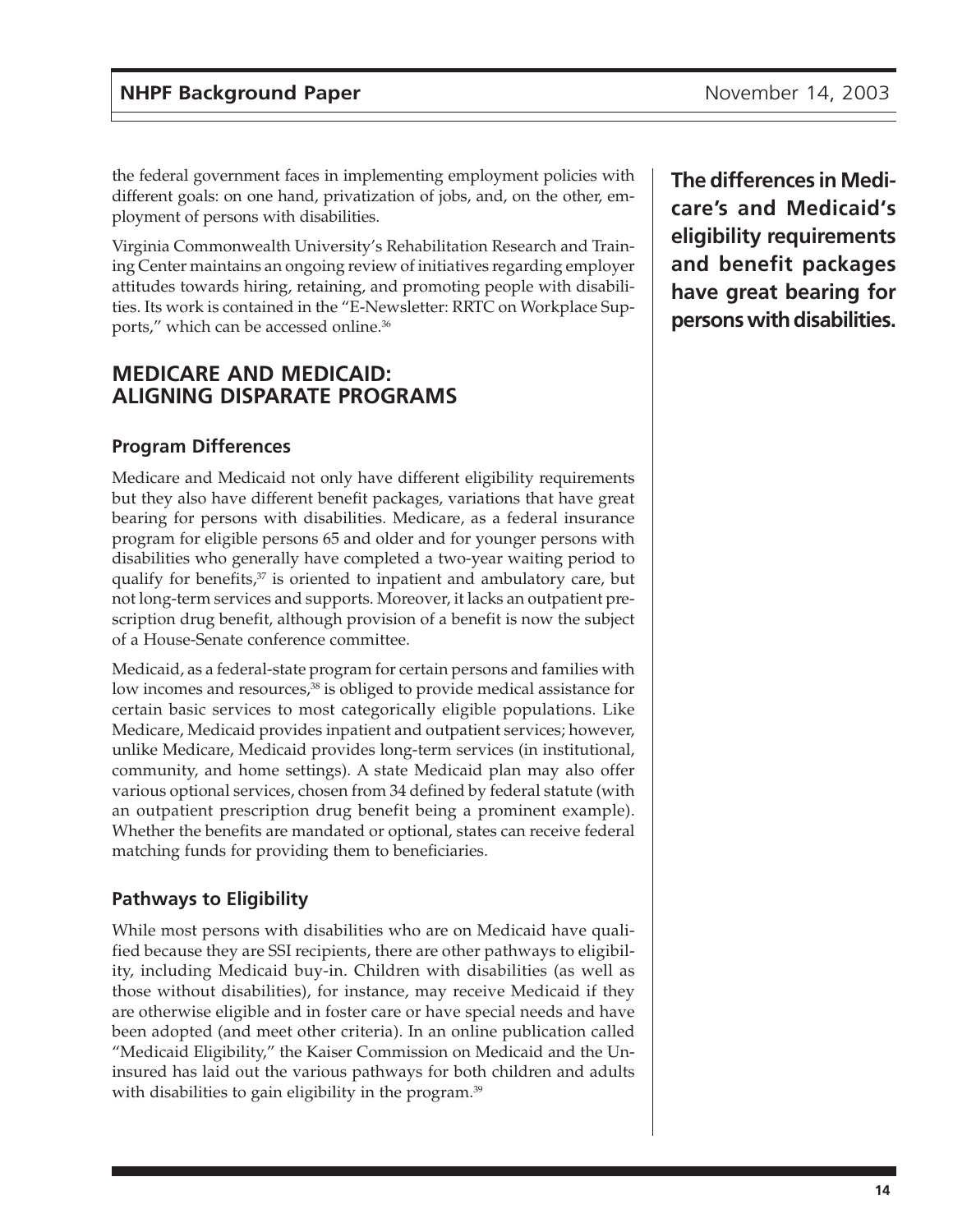the federal government faces in implementing employment policies with different goals: on one hand, privatization of jobs, and, on the other, employment of persons with disabilities.

Virginia Commonwealth University's Rehabilitation Research and Training Center maintains an ongoing review of initiatives regarding employer attitudes towards hiring, retaining, and promoting people with disabilities. Its work is contained in the "E-Newsletter: RRTC on Workplace Supports," which can be accessed online.[36]

**The differences in Medicare's and Medicaid's eligibility requirements and benefit packages have great bearing for persons with disabilities.**

## MEDICARE AND MEDICAID: ALIGNING DISPARATE PROGRAMS

### Program Differences

Medicare and Medicaid not only have different eligibility requirements but they also have different benefit packages, variations that have great bearing for persons with disabilities. Medicare, as a federal insurance program for eligible persons 65 and older and for younger persons with disabilities who generally have completed a two-year waiting period to qualify for benefits,[37] is oriented to inpatient and ambulatory care, but not long-term services and supports. Moreover, it lacks an outpatient prescription drug benefit, although provision of a benefit is now the subject of a House-Senate conference committee.

Medicaid, as a federal-state program for certain persons and families with low incomes and resources,[38] is obliged to provide medical assistance for certain basic services to most categorically eligible populations. Like Medicare, Medicaid provides inpatient and outpatient services; however, unlike Medicare, Medicaid provides long-term services (in institutional, community, and home settings). A state Medicaid plan may also offer various optional services, chosen from 34 defined by federal statute (with an outpatient prescription drug benefit being a prominent example). Whether the benefits are mandated or optional, states can receive federal matching funds for providing them to beneficiaries.

### Pathways to Eligibility

While most persons with disabilities who are on Medicaid have qualified because they are SSI recipients, there are other pathways to eligibility, including Medicaid buy-in. Children with disabilities (as well as those without disabilities), for instance, may receive Medicaid if they are otherwise eligible and in foster care or have special needs and have been adopted (and meet other criteria). In an online publication called "Medicaid Eligibility," the Kaiser Commission on Medicaid and the Uninsured has laid out the various pathways for both children and adults with disabilities to gain eligibility in the program.[39]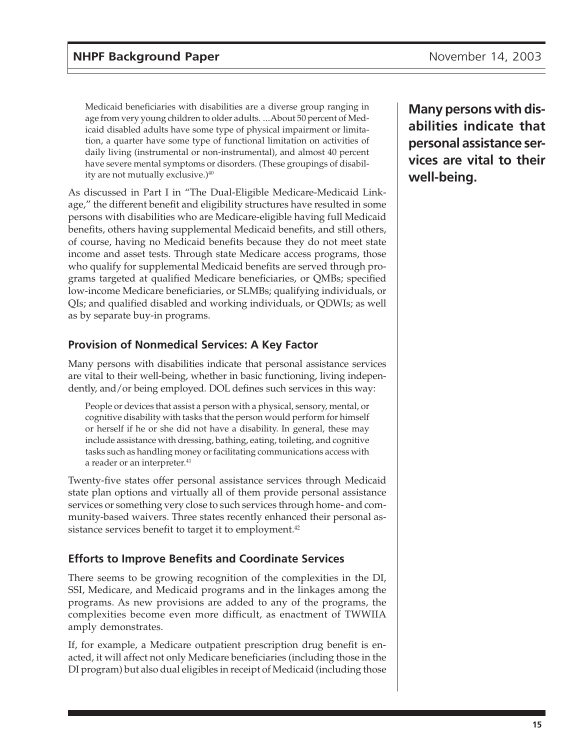> Medicaid beneficiaries with disabilities are a diverse group ranging in age from very young children to older adults. ...About 50 percent of Medicaid disabled adults have some type of physical impairment or limitation, a quarter have some type of functional limitation on activities of daily living (instrumental or non-instrumental), and almost 40 percent have severe mental symptoms or disorders. (These groupings of disability are not mutually exclusive.)[40]

As discussed in Part I in "The Dual-Eligible Medicare-Medicaid Linkage," the different benefit and eligibility structures have resulted in some persons with disabilities who are Medicare-eligible having full Medicaid benefits, others having supplemental Medicaid benefits, and still others, of course, having no Medicaid benefits because they do not meet state income and asset tests. Through state Medicare access programs, those who qualify for supplemental Medicaid benefits are served through programs targeted at qualified Medicare beneficiaries, or QMBs; specified low-income Medicare beneficiaries, or SLMBs; qualifying individuals, or QIs; and qualified disabled and working individuals, or QDWIs; as well as by separate buy-in programs.

## Provision of Nonmedical Services: A Key Factor

**Many persons with disabilities indicate that personal assistance services are vital to their well-being.**

Many persons with disabilities indicate that personal assistance services are vital to their well-being, whether in basic functioning, living independently, and/or being employed. DOL defines such services in this way:

> People or devices that assist a person with a physical, sensory, mental, or cognitive disability with tasks that the person would perform for himself or herself if he or she did not have a disability. In general, these may include assistance with dressing, bathing, eating, toileting, and cognitive tasks such as handling money or facilitating communications access with a reader or an interpreter.[41]

Twenty-five states offer personal assistance services through Medicaid state plan options and virtually all of them provide personal assistance services or something very close to such services through home- and community-based waivers. Three states recently enhanced their personal assistance services benefit to target it to employment.[42]

## Efforts to Improve Benefits and Coordinate Services

There seems to be growing recognition of the complexities in the DI, SSI, Medicare, and Medicaid programs and in the linkages among the programs. As new provisions are added to any of the programs, the complexities become even more difficult, as enactment of TWWIIA amply demonstrates.

If, for example, a Medicare outpatient prescription drug benefit is enacted, it will affect not only Medicare beneficiaries (including those in the DI program) but also dual eligibles in receipt of Medicaid (including those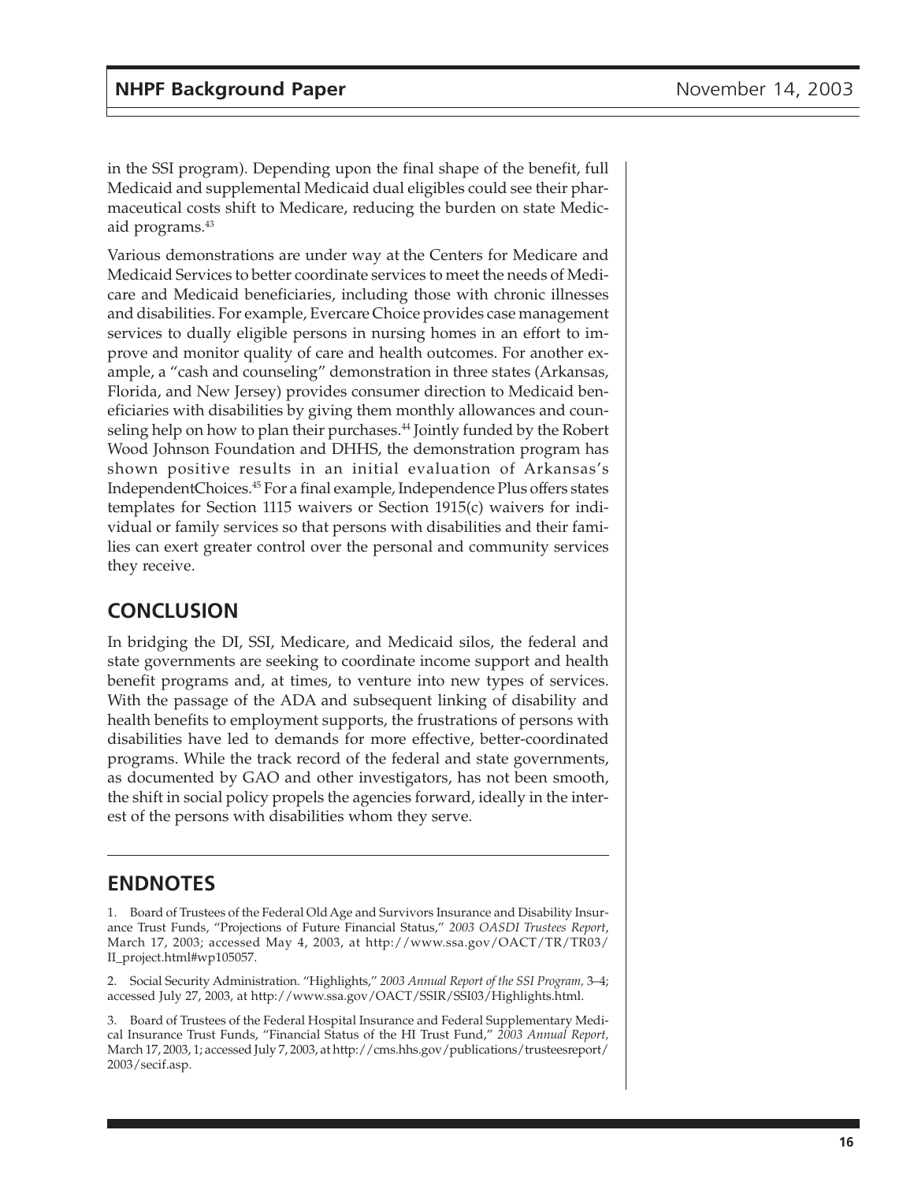in the SSI program). Depending upon the final shape of the benefit, full Medicaid and supplemental Medicaid dual eligibles could see their pharmaceutical costs shift to Medicare, reducing the burden on state Medicaid programs.[43]

Various demonstrations are under way at the Centers for Medicare and Medicaid Services to better coordinate services to meet the needs of Medicare and Medicaid beneficiaries, including those with chronic illnesses and disabilities. For example, Evercare Choice provides case management services to dually eligible persons in nursing homes in an effort to improve and monitor quality of care and health outcomes. For another example, a "cash and counseling" demonstration in three states (Arkansas, Florida, and New Jersey) provides consumer direction to Medicaid beneficiaries with disabilities by giving them monthly allowances and counseling help on how to plan their purchases.[44] Jointly funded by the Robert Wood Johnson Foundation and DHHS, the demonstration program has shown positive results in an initial evaluation of Arkansas's IndependentChoices.[45] For a final example, Independence Plus offers states templates for Section 1115 waivers or Section 1915(c) waivers for individual or family services so that persons with disabilities and their families can exert greater control over the personal and community services they receive.

## CONCLUSION

In bridging the DI, SSI, Medicare, and Medicaid silos, the federal and state governments are seeking to coordinate income support and health benefit programs and, at times, to venture into new types of services. With the passage of the ADA and subsequent linking of disability and health benefits to employment supports, the frustrations of persons with disabilities have led to demands for more effective, better-coordinated programs. While the track record of the federal and state governments, as documented by GAO and other investigators, has not been smooth, the shift in social policy propels the agencies forward, ideally in the interest of the persons with disabilities whom they serve.

## ENDNOTES

1. Board of Trustees of the Federal Old Age and Survivors Insurance and Disability Insurance Trust Funds, "Projections of Future Financial Status," *2003 OASDI Trustees Report*, March 17, 2003; accessed May 4, 2003, at http://www.ssa.gov/OACT/TR/TR03/II_project.html#wp105057.

2. Social Security Administration. "Highlights," *2003 Annual Report of the SSI Program,* 3–4; accessed July 27, 2003, at http://www.ssa.gov/OACT/SSIR/SSI03/Highlights.html.

3. Board of Trustees of the Federal Hospital Insurance and Federal Supplementary Medical Insurance Trust Funds, "Financial Status of the HI Trust Fund," *2003 Annual Report,* March 17, 2003, 1; accessed July 7, 2003, at http://cms.hhs.gov/publications/trusteesreport/2003/secif.asp.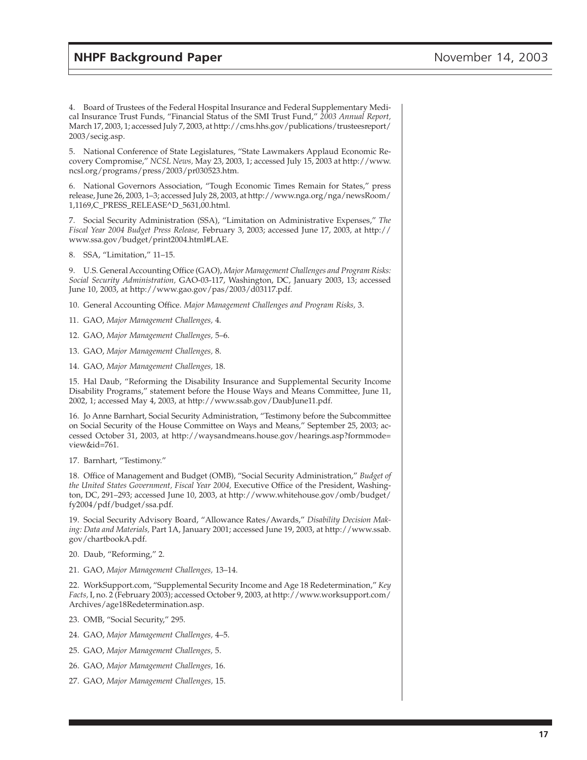4. Board of Trustees of the Federal Hospital Insurance and Federal Supplementary Medical Insurance Trust Funds, "Financial Status of the SMI Trust Fund," *2003 Annual Report,* March 17, 2003, 1; accessed July 7, 2003, at http://cms.hhs.gov/publications/trusteesreport/2003/secig.asp.

5. National Conference of State Legislatures, "State Lawmakers Applaud Economic Recovery Compromise," *NCSL News,* May 23, 2003, 1; accessed July 15, 2003 at http://www.ncsl.org/programs/press/2003/pr030523.htm.

6. National Governors Association, "Tough Economic Times Remain for States," press release, June 26, 2003, 1–3; accessed July 28, 2003, at http://www.nga.org/nga/newsRoom/1,1169,C_PRESS_RELEASE^D_5631,00.html.

7. Social Security Administration (SSA), "Limitation on Administrative Expenses," *The Fiscal Year 2004 Budget Press Release,* February 3, 2003; accessed June 17, 2003, at http://www.ssa.gov/budget/print2004.html#LAE.

8. SSA, "Limitation," 11–15.

9. U.S. General Accounting Office (GAO), *Major Management Challenges and Program Risks: Social Security Administration,* GAO-03-117, Washington, DC, January 2003, 13; accessed June 10, 2003, at http://www.gao.gov/pas/2003/d03117.pdf.

10. General Accounting Office. *Major Management Challenges and Program Risks,* 3.

11. GAO, *Major Management Challenges,* 4.

12. GAO, *Major Management Challenges,* 5–6.

13. GAO, *Major Management Challenges,* 8.

14. GAO, *Major Management Challenges,* 18.

15. Hal Daub, "Reforming the Disability Insurance and Supplemental Security Income Disability Programs," statement before the House Ways and Means Committee, June 11, 2002, 1; accessed May 4, 2003, at http://www.ssab.gov/DaubJune11.pdf.

16. Jo Anne Barnhart, Social Security Administration, "Testimony before the Subcommittee on Social Security of the House Committee on Ways and Means," September 25, 2003; accessed October 31, 2003, at http://waysandmeans.house.gov/hearings.asp?formmode=view&id=761.

17. Barnhart, "Testimony."

18. Office of Management and Budget (OMB), "Social Security Administration," *Budget of the United States Government, Fiscal Year 2004,* Executive Office of the President, Washington, DC, 291–293; accessed June 10, 2003, at http://www.whitehouse.gov/omb/budget/fy2004/pdf/budget/ssa.pdf.

19. Social Security Advisory Board, "Allowance Rates/Awards," *Disability Decision Making: Data and Materials,* Part 1A, January 2001; accessed June 19, 2003, at http://www.ssab.gov/chartbookA.pdf.

20. Daub, "Reforming," 2.

21. GAO, *Major Management Challenges,* 13–14.

22. WorkSupport.com, "Supplemental Security Income and Age 18 Redetermination," *Key Facts,* I, no. 2 (February 2003); accessed October 9, 2003, at http://www.worksupport.com/Archives/age18Redetermination.asp.

23. OMB, "Social Security," 295.

24. GAO, *Major Management Challenges,* 4–5.

25. GAO, *Major Management Challenges,* 5.

26. GAO, *Major Management Challenges,* 16.

27. GAO, *Major Management Challenges,* 15.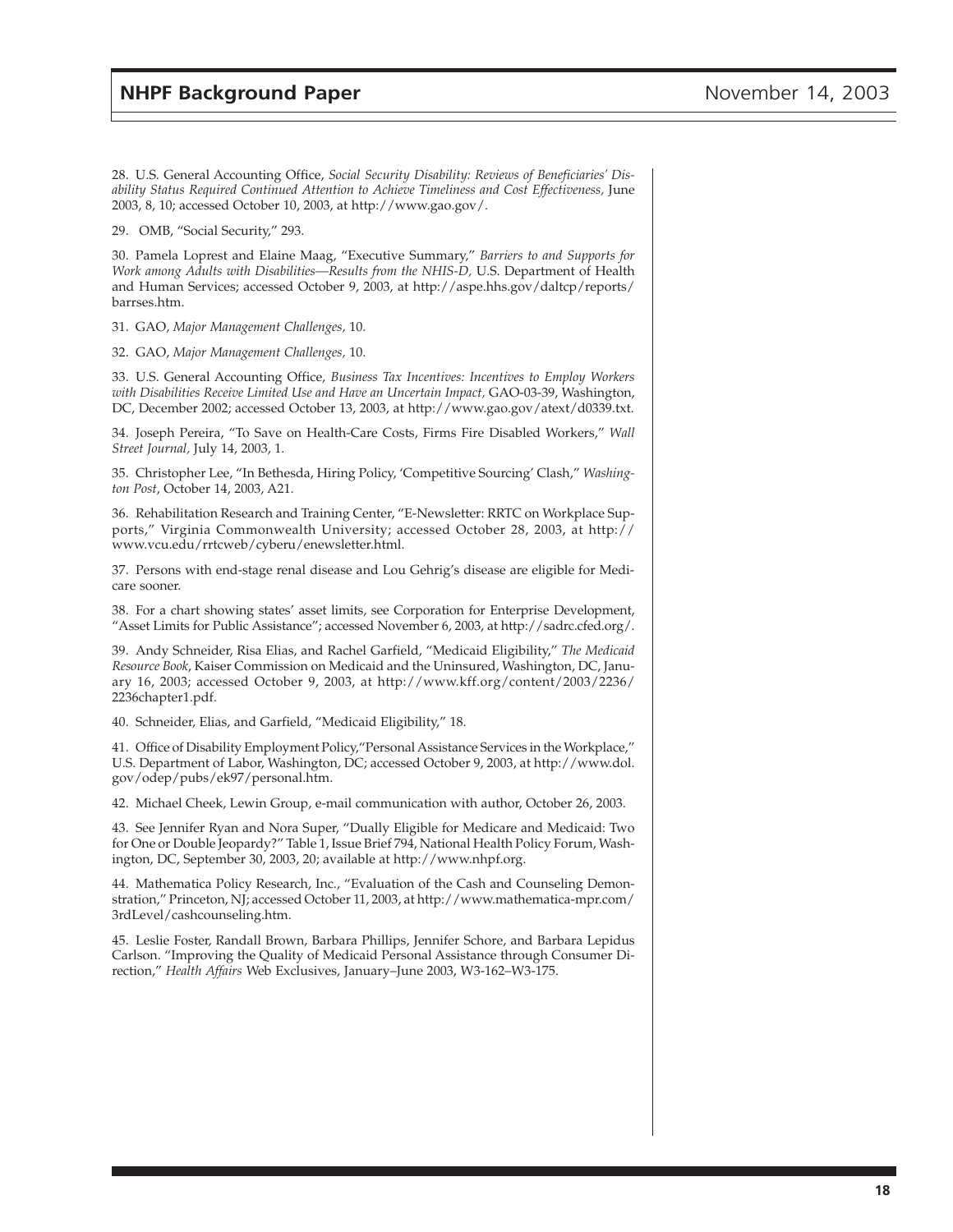28. U.S. General Accounting Office, *Social Security Disability: Reviews of Beneficiaries' Disability Status Required Continued Attention to Achieve Timeliness and Cost Effectiveness,* June 2003, 8, 10; accessed October 10, 2003, at http://www.gao.gov/.

29. OMB, "Social Security," 293.

30. Pamela Loprest and Elaine Maag, "Executive Summary," *Barriers to and Supports for Work among Adults with Disabilities—Results from the NHIS-D,* U.S. Department of Health and Human Services; accessed October 9, 2003, at http://aspe.hhs.gov/daltcp/reports/barrses.htm.

31. GAO, *Major Management Challenges,* 10.

32. GAO, *Major Management Challenges,* 10.

33. U.S. General Accounting Office, *Business Tax Incentives: Incentives to Employ Workers with Disabilities Receive Limited Use and Have an Uncertain Impact,* GAO-03-39, Washington, DC, December 2002; accessed October 13, 2003, at http://www.gao.gov/atext/d0339.txt.

34. Joseph Pereira, "To Save on Health-Care Costs, Firms Fire Disabled Workers," *Wall Street Journal,* July 14, 2003, 1.

35. Christopher Lee, "In Bethesda, Hiring Policy, 'Competitive Sourcing' Clash," *Washington Post*, October 14, 2003, A21.

36. Rehabilitation Research and Training Center, "E-Newsletter: RRTC on Workplace Supports," Virginia Commonwealth University; accessed October 28, 2003, at http://www.vcu.edu/rrtcweb/cyberu/enewsletter.html.

37. Persons with end-stage renal disease and Lou Gehrig's disease are eligible for Medicare sooner.

38. For a chart showing states' asset limits, see Corporation for Enterprise Development, "Asset Limits for Public Assistance"; accessed November 6, 2003, at http://sadrc.cfed.org/.

39. Andy Schneider, Risa Elias, and Rachel Garfield, "Medicaid Eligibility," *The Medicaid Resource Book*, Kaiser Commission on Medicaid and the Uninsured, Washington, DC, January 16, 2003; accessed October 9, 2003, at http://www.kff.org/content/2003/2236/2236chapter1.pdf.

40. Schneider, Elias, and Garfield, "Medicaid Eligibility," 18.

41. Office of Disability Employment Policy,"Personal Assistance Services in the Workplace," U.S. Department of Labor, Washington, DC; accessed October 9, 2003, at http://www.dol.gov/odep/pubs/ek97/personal.htm.

42. Michael Cheek, Lewin Group, e-mail communication with author, October 26, 2003.

43. See Jennifer Ryan and Nora Super, "Dually Eligible for Medicare and Medicaid: Two for One or Double Jeopardy?" Table 1, Issue Brief 794, National Health Policy Forum, Washington, DC, September 30, 2003, 20; available at http://www.nhpf.org.

44. Mathematica Policy Research, Inc., "Evaluation of the Cash and Counseling Demonstration," Princeton, NJ; accessed October 11, 2003, at http://www.mathematica-mpr.com/3rdLevel/cashcounseling.htm.

45. Leslie Foster, Randall Brown, Barbara Phillips, Jennifer Schore, and Barbara Lepidus Carlson. "Improving the Quality of Medicaid Personal Assistance through Consumer Direction," *Health Affairs* Web Exclusives, January–June 2003, W3-162–W3-175.